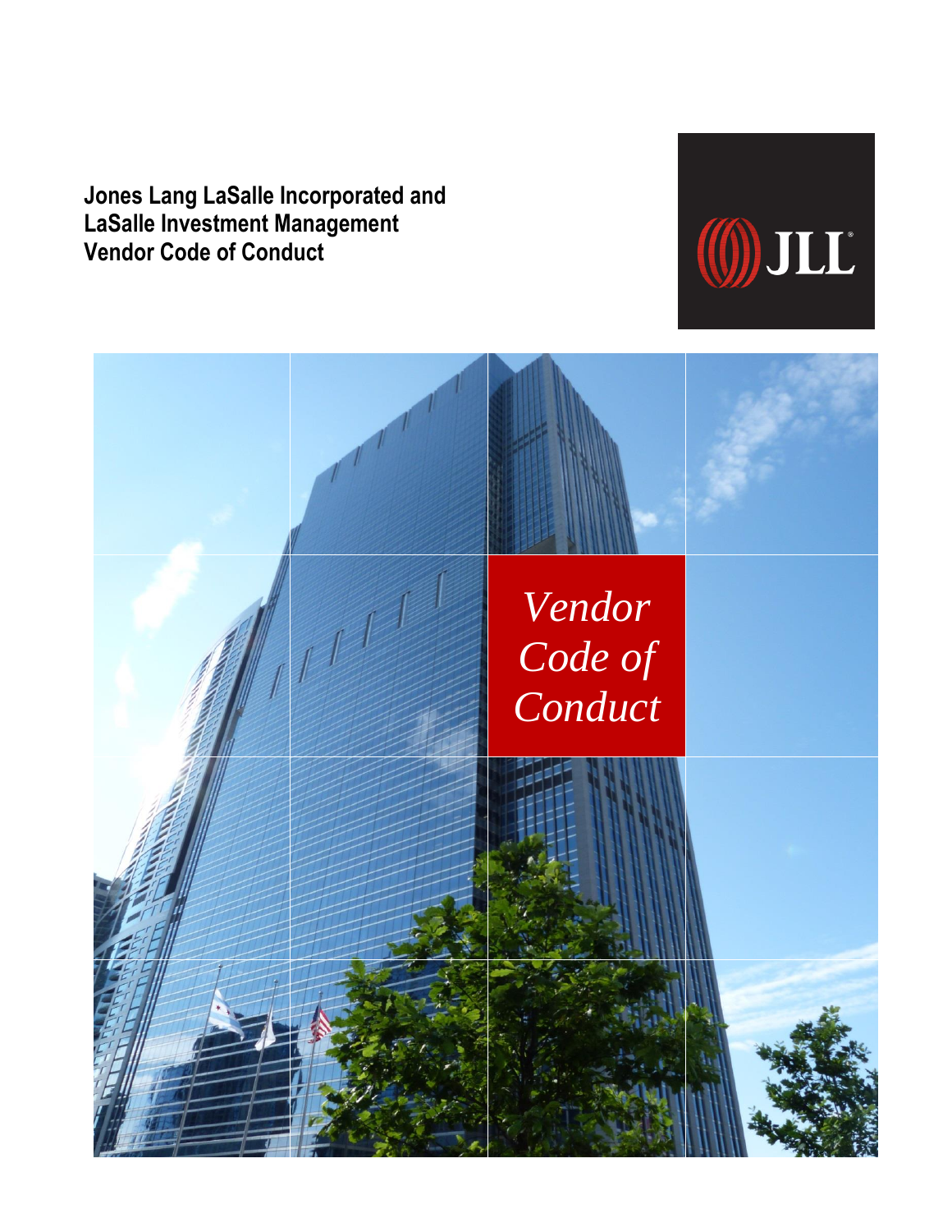**Jones Lang LaSalle Incorporated and**
**LaSalle Investment Management**
**Vendor Code of Conduct**

JLL

*Vendor Code of Conduct*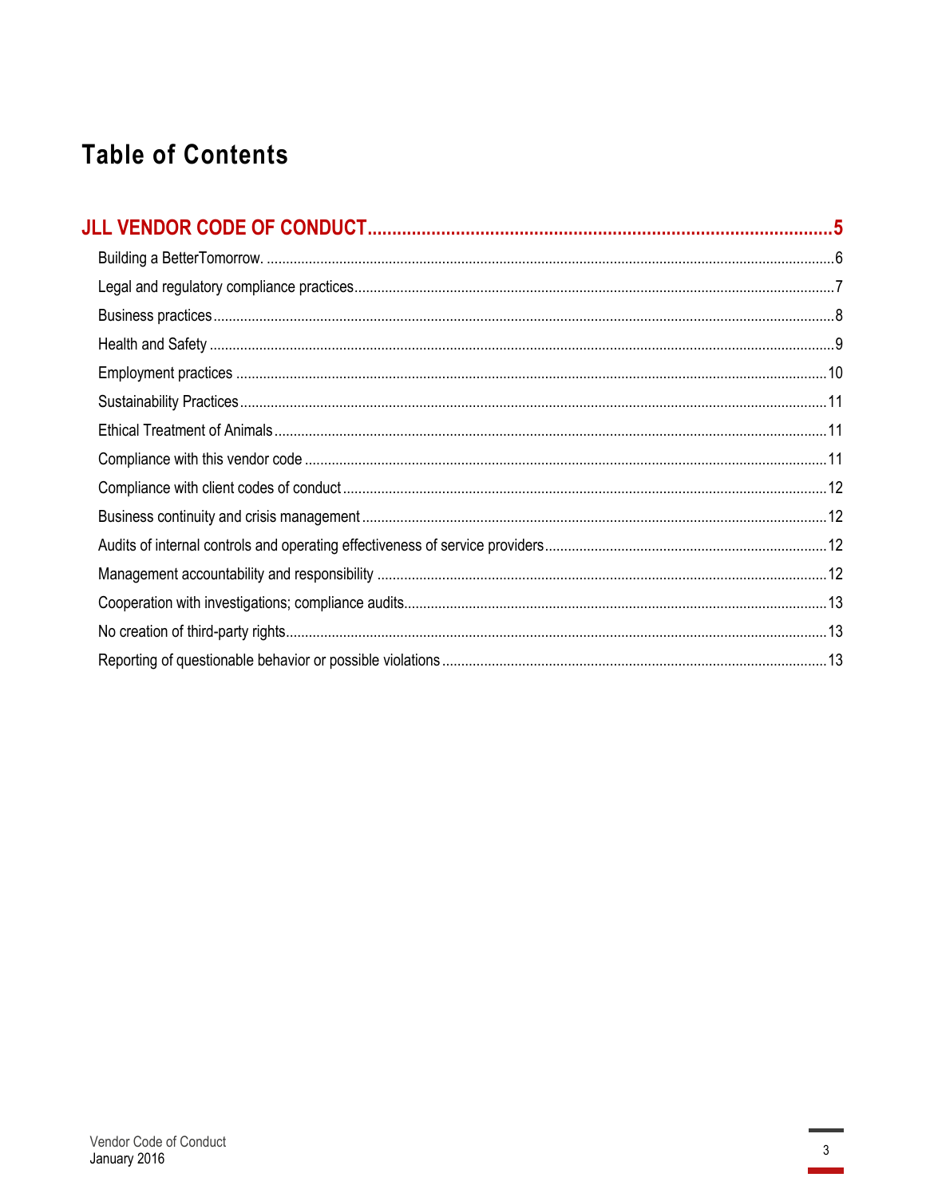# Table of Contents

**JLL VENDOR CODE OF CONDUCT** .......... 5

- Building a BetterTomorrow. .......... 6
- Legal and regulatory compliance practices .......... 7
- Business practices .......... 8
- Health and Safety .......... 9
- Employment practices .......... 10
- Sustainability Practices .......... 11
- Ethical Treatment of Animals .......... 11
- Compliance with this vendor code .......... 11
- Compliance with client codes of conduct .......... 12
- Business continuity and crisis management .......... 12
- Audits of internal controls and operating effectiveness of service providers .......... 12
- Management accountability and responsibility .......... 12
- Cooperation with investigations; compliance audits .......... 13
- No creation of third-party rights .......... 13
- Reporting of questionable behavior or possible violations .......... 13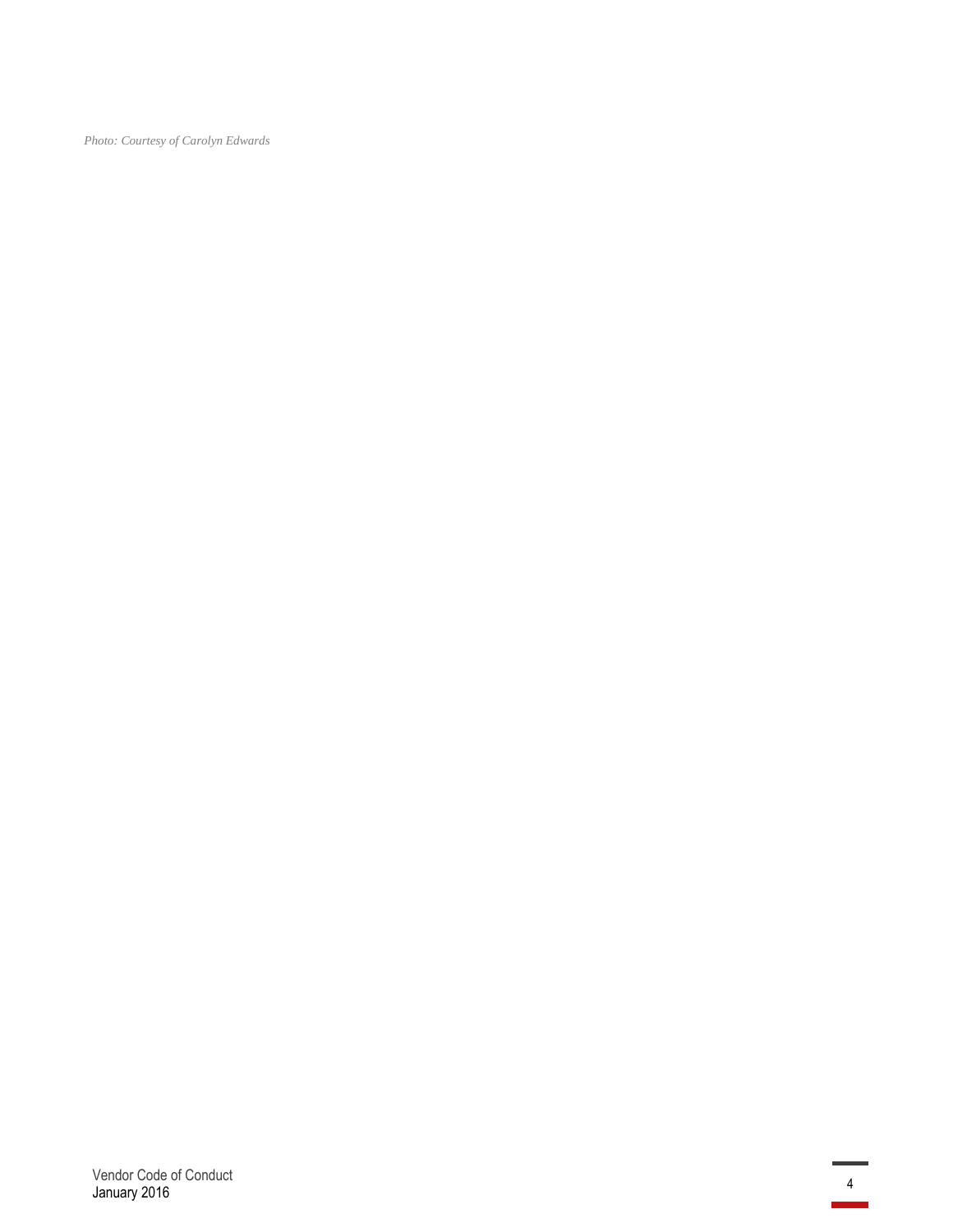*Photo: Courtesy of Carolyn Edwards*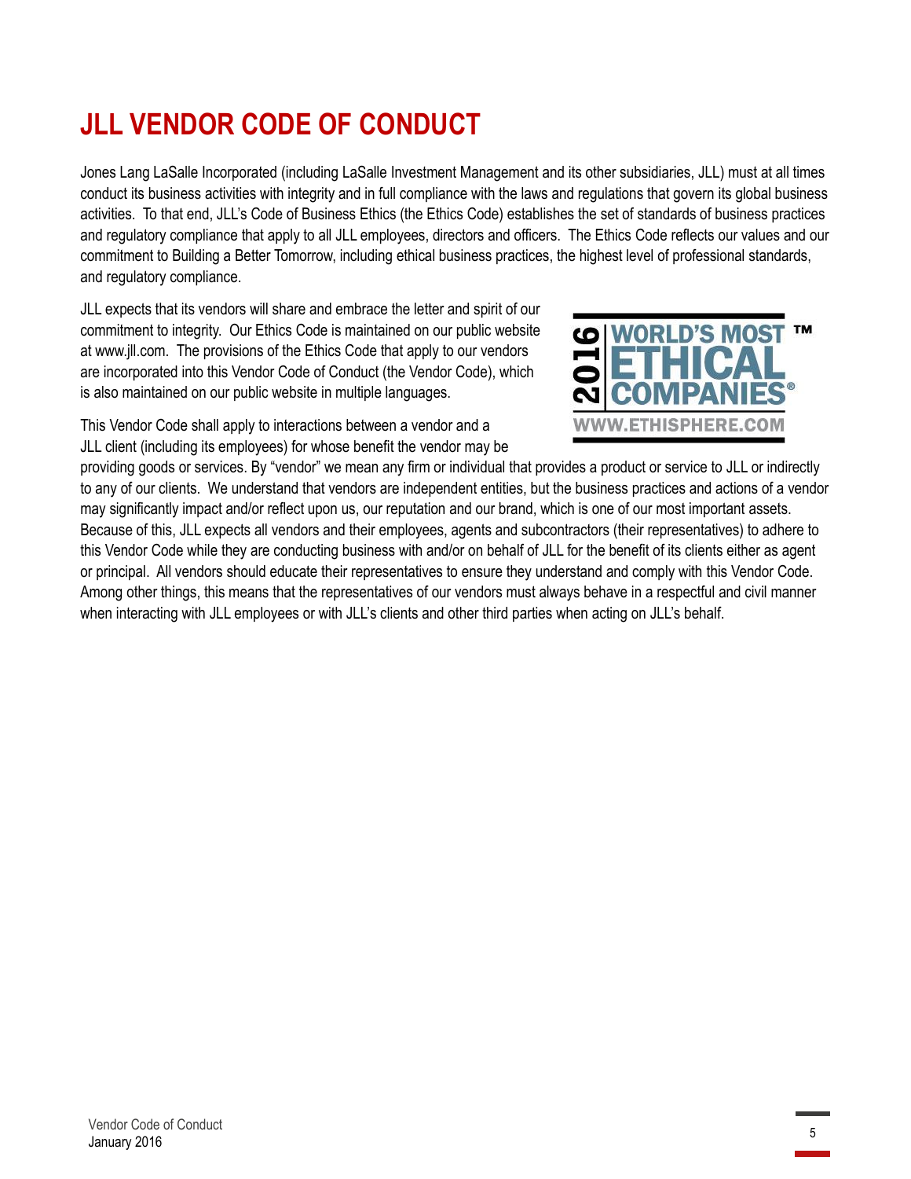# JLL VENDOR CODE OF CONDUCT

Jones Lang LaSalle Incorporated (including LaSalle Investment Management and its other subsidiaries, JLL) must at all times conduct its business activities with integrity and in full compliance with the laws and regulations that govern its global business activities. To that end, JLL's Code of Business Ethics (the Ethics Code) establishes the set of standards of business practices and regulatory compliance that apply to all JLL employees, directors and officers. The Ethics Code reflects our values and our commitment to Building a Better Tomorrow, including ethical business practices, the highest level of professional standards, and regulatory compliance.

JLL expects that its vendors will share and embrace the letter and spirit of our commitment to integrity. Our Ethics Code is maintained on our public website at www.jll.com. The provisions of the Ethics Code that apply to our vendors are incorporated into this Vendor Code of Conduct (the Vendor Code), which is also maintained on our public website in multiple languages.

This Vendor Code shall apply to interactions between a vendor and a JLL client (including its employees) for whose benefit the vendor may be providing goods or services. By "vendor" we mean any firm or individual that provides a product or service to JLL or indirectly to any of our clients. We understand that vendors are independent entities, but the business practices and actions of a vendor may significantly impact and/or reflect upon us, our reputation and our brand, which is one of our most important assets. Because of this, JLL expects all vendors and their employees, agents and subcontractors (their representatives) to adhere to this Vendor Code while they are conducting business with and/or on behalf of JLL for the benefit of its clients either as agent or principal. All vendors should educate their representatives to ensure they understand and comply with this Vendor Code. Among other things, this means that the representatives of our vendors must always behave in a respectful and civil manner when interacting with JLL employees or with JLL's clients and other third parties when acting on JLL's behalf.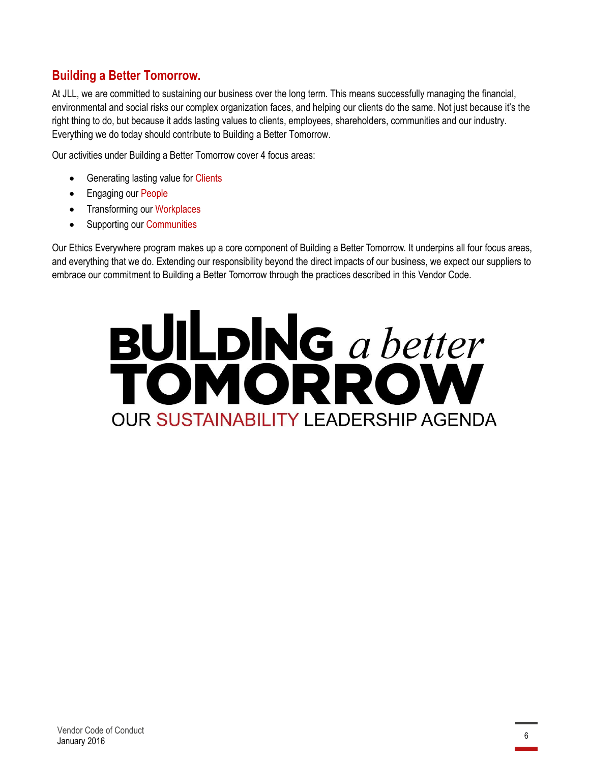## Building a Better Tomorrow.

At JLL, we are committed to sustaining our business over the long term. This means successfully managing the financial, environmental and social risks our complex organization faces, and helping our clients do the same. Not just because it's the right thing to do, but because it adds lasting values to clients, employees, shareholders, communities and our industry. Everything we do today should contribute to Building a Better Tomorrow.

Our activities under Building a Better Tomorrow cover 4 focus areas:

- Generating lasting value for Clients
- Engaging our People
- Transforming our Workplaces
- Supporting our Communities

Our Ethics Everywhere program makes up a core component of Building a Better Tomorrow. It underpins all four focus areas, and everything that we do. Extending our responsibility beyond the direct impacts of our business, we expect our suppliers to embrace our commitment to Building a Better Tomorrow through the practices described in this Vendor Code.

**BUILDING *a better* TOMORROW**

OUR SUSTAINABILITY LEADERSHIP AGENDA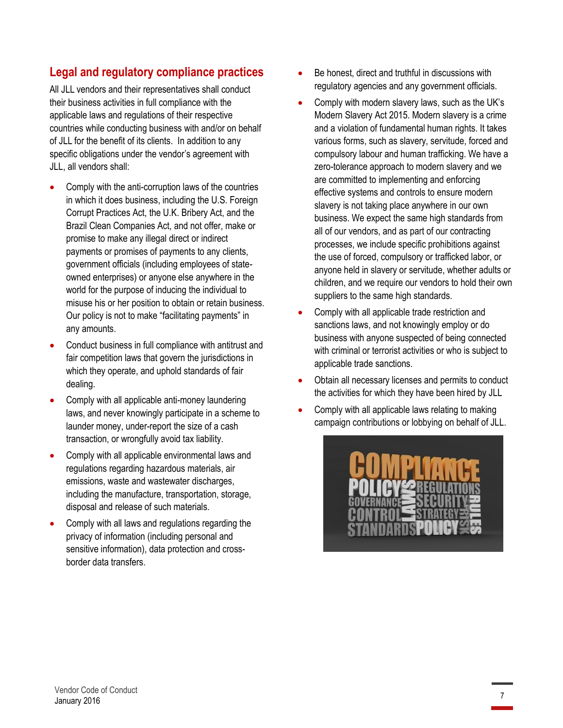## Legal and regulatory compliance practices

All JLL vendors and their representatives shall conduct their business activities in full compliance with the applicable laws and regulations of their respective countries while conducting business with and/or on behalf of JLL for the benefit of its clients. In addition to any specific obligations under the vendor's agreement with JLL, all vendors shall:

- Comply with the anti-corruption laws of the countries in which it does business, including the U.S. Foreign Corrupt Practices Act, the U.K. Bribery Act, and the Brazil Clean Companies Act, and not offer, make or promise to make any illegal direct or indirect payments or promises of payments to any clients, government officials (including employees of state-owned enterprises) or anyone else anywhere in the world for the purpose of inducing the individual to misuse his or her position to obtain or retain business. Our policy is not to make "facilitating payments" in any amounts.
- Conduct business in full compliance with antitrust and fair competition laws that govern the jurisdictions in which they operate, and uphold standards of fair dealing.
- Comply with all applicable anti-money laundering laws, and never knowingly participate in a scheme to launder money, under-report the size of a cash transaction, or wrongfully avoid tax liability.
- Comply with all applicable environmental laws and regulations regarding hazardous materials, air emissions, waste and wastewater discharges, including the manufacture, transportation, storage, disposal and release of such materials.
- Comply with all laws and regulations regarding the privacy of information (including personal and sensitive information), data protection and cross-border data transfers.
- Be honest, direct and truthful in discussions with regulatory agencies and any government officials.
- Comply with modern slavery laws, such as the UK's Modern Slavery Act 2015. Modern slavery is a crime and a violation of fundamental human rights. It takes various forms, such as slavery, servitude, forced and compulsory labour and human trafficking. We have a zero-tolerance approach to modern slavery and we are committed to implementing and enforcing effective systems and controls to ensure modern slavery is not taking place anywhere in our own business. We expect the same high standards from all of our vendors, and as part of our contracting processes, we include specific prohibitions against the use of forced, compulsory or trafficked labor, or anyone held in slavery or servitude, whether adults or children, and we require our vendors to hold their own suppliers to the same high standards.
- Comply with all applicable trade restriction and sanctions laws, and not knowingly employ or do business with anyone suspected of being connected with criminal or terrorist activities or who is subject to applicable trade sanctions.
- Obtain all necessary licenses and permits to conduct the activities for which they have been hired by JLL
- Comply with all applicable laws relating to making campaign contributions or lobbying on behalf of JLL.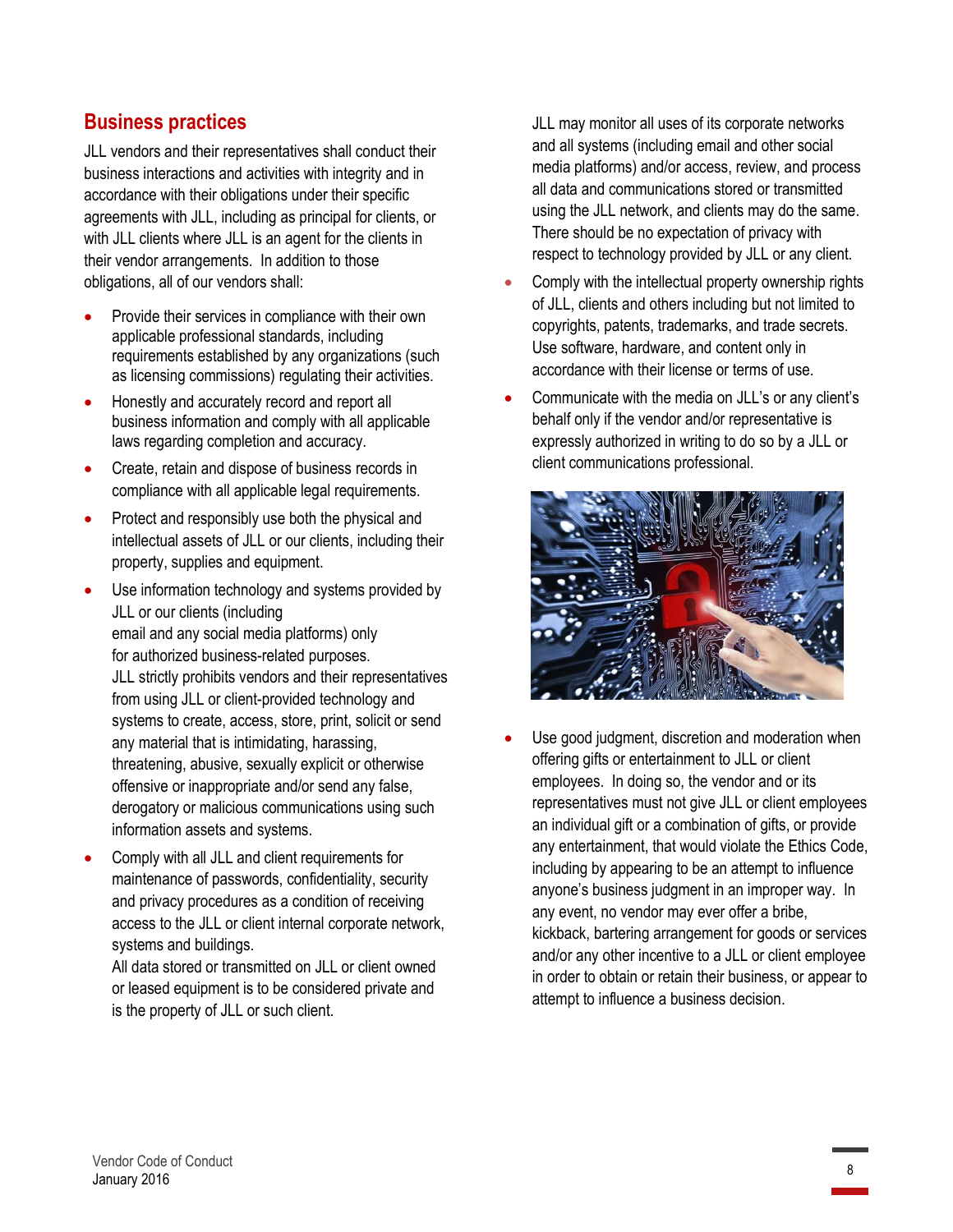## Business practices

JLL vendors and their representatives shall conduct their business interactions and activities with integrity and in accordance with their obligations under their specific agreements with JLL, including as principal for clients, or with JLL clients where JLL is an agent for the clients in their vendor arrangements. In addition to those obligations, all of our vendors shall:

- Provide their services in compliance with their own applicable professional standards, including requirements established by any organizations (such as licensing commissions) regulating their activities.
- Honestly and accurately record and report all business information and comply with all applicable laws regarding completion and accuracy.
- Create, retain and dispose of business records in compliance with all applicable legal requirements.
- Protect and responsibly use both the physical and intellectual assets of JLL or our clients, including their property, supplies and equipment.
- Use information technology and systems provided by JLL or our clients (including email and any social media platforms) only for authorized business-related purposes. JLL strictly prohibits vendors and their representatives from using JLL or client-provided technology and systems to create, access, store, print, solicit or send any material that is intimidating, harassing, threatening, abusive, sexually explicit or otherwise offensive or inappropriate and/or send any false, derogatory or malicious communications using such information assets and systems.
- Comply with all JLL and client requirements for maintenance of passwords, confidentiality, security and privacy procedures as a condition of receiving access to the JLL or client internal corporate network, systems and buildings.
  All data stored or transmitted on JLL or client owned or leased equipment is to be considered private and is the property of JLL or such client.
  JLL may monitor all uses of its corporate networks and all systems (including email and other social media platforms) and/or access, review, and process all data and communications stored or transmitted using the JLL network, and clients may do the same. There should be no expectation of privacy with respect to technology provided by JLL or any client.
- Comply with the intellectual property ownership rights of JLL, clients and others including but not limited to copyrights, patents, trademarks, and trade secrets. Use software, hardware, and content only in accordance with their license or terms of use.
- Communicate with the media on JLL's or any client's behalf only if the vendor and/or representative is expressly authorized in writing to do so by a JLL or client communications professional.
- Use good judgment, discretion and moderation when offering gifts or entertainment to JLL or client employees. In doing so, the vendor and or its representatives must not give JLL or client employees an individual gift or a combination of gifts, or provide any entertainment, that would violate the Ethics Code, including by appearing to be an attempt to influence anyone's business judgment in an improper way. In any event, no vendor may ever offer a bribe, kickback, bartering arrangement for goods or services and/or any other incentive to a JLL or client employee in order to obtain or retain their business, or appear to attempt to influence a business decision.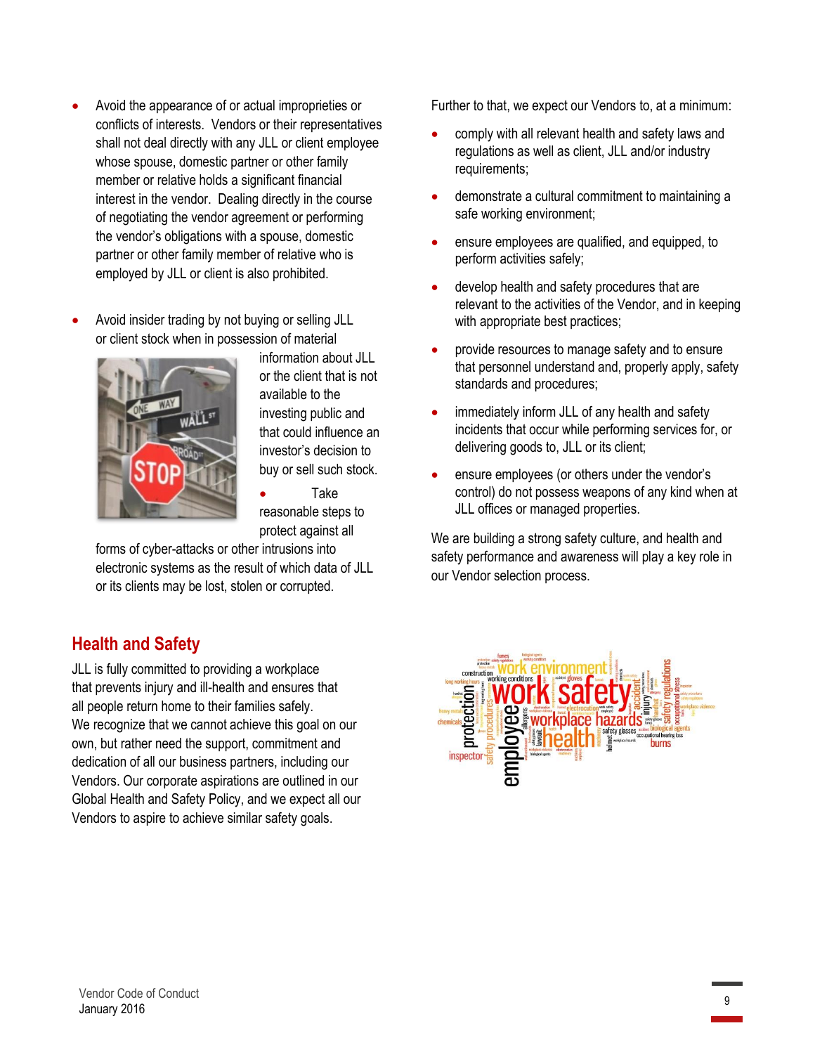- Avoid the appearance of or actual improprieties or conflicts of interests. Vendors or their representatives shall not deal directly with any JLL or client employee whose spouse, domestic partner or other family member or relative holds a significant financial interest in the vendor. Dealing directly in the course of negotiating the vendor agreement or performing the vendor's obligations with a spouse, domestic partner or other family member of relative who is employed by JLL or client is also prohibited.

- Avoid insider trading by not buying or selling JLL or client stock when in possession of material information about JLL or the client that is not available to the investing public and that could influence an investor's decision to buy or sell such stock.

- Take reasonable steps to protect against all forms of cyber-attacks or other intrusions into electronic systems as the result of which data of JLL or its clients may be lost, stolen or corrupted.

## Health and Safety

JLL is fully committed to providing a workplace that prevents injury and ill-health and ensures that all people return home to their families safely. We recognize that we cannot achieve this goal on our own, but rather need the support, commitment and dedication of all our business partners, including our Vendors. Our corporate aspirations are outlined in our Global Health and Safety Policy, and we expect all our Vendors to aspire to achieve similar safety goals.

Further to that, we expect our Vendors to, at a minimum:

- comply with all relevant health and safety laws and regulations as well as client, JLL and/or industry requirements;
- demonstrate a cultural commitment to maintaining a safe working environment;
- ensure employees are qualified, and equipped, to perform activities safely;
- develop health and safety procedures that are relevant to the activities of the Vendor, and in keeping with appropriate best practices;
- provide resources to manage safety and to ensure that personnel understand and, properly apply, safety standards and procedures;
- immediately inform JLL of any health and safety incidents that occur while performing services for, or delivering goods to, JLL or its client;
- ensure employees (or others under the vendor's control) do not possess weapons of any kind when at JLL offices or managed properties.

We are building a strong safety culture, and health and safety performance and awareness will play a key role in our Vendor selection process.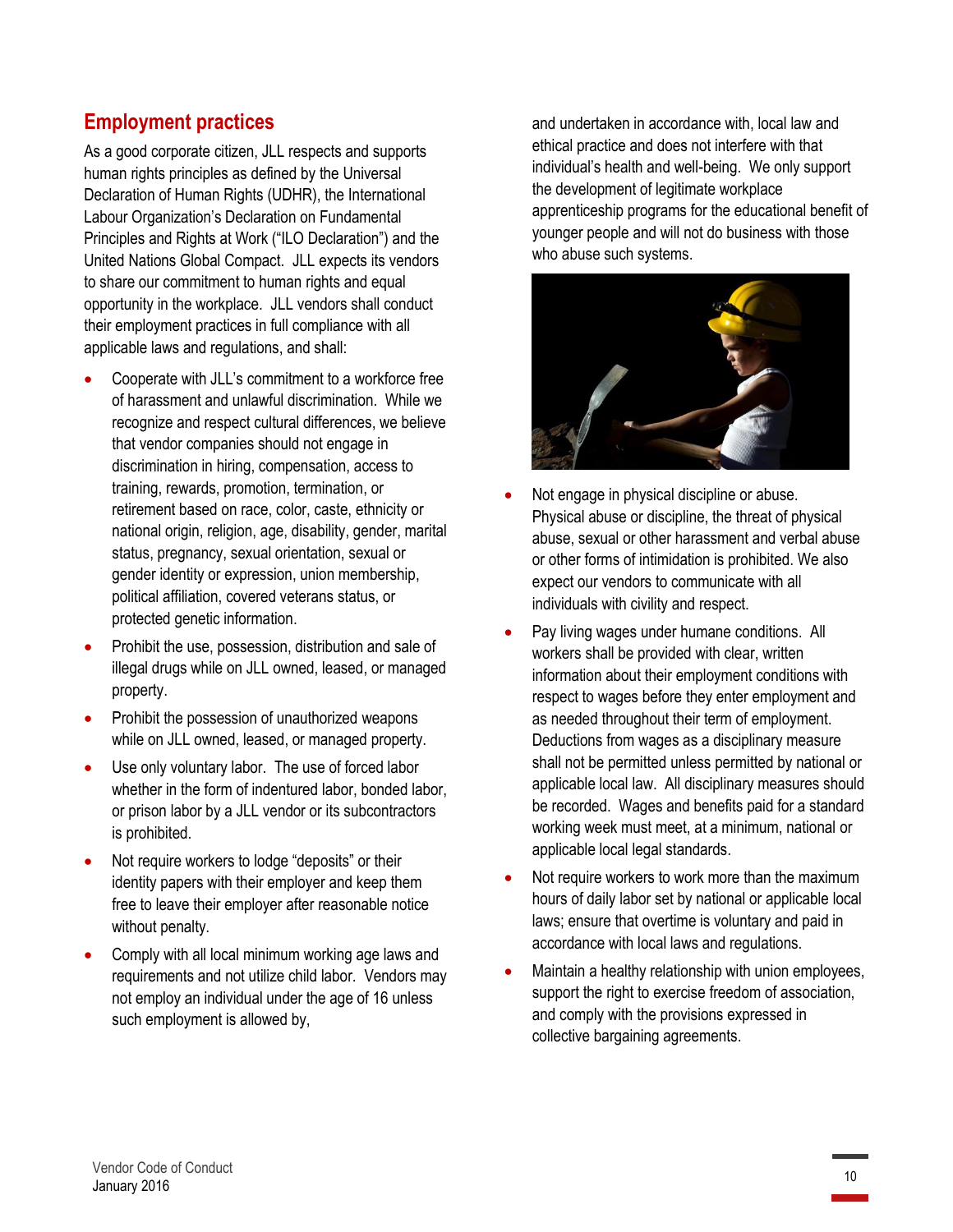## Employment practices

As a good corporate citizen, JLL respects and supports human rights principles as defined by the Universal Declaration of Human Rights (UDHR), the International Labour Organization's Declaration on Fundamental Principles and Rights at Work ("ILO Declaration") and the United Nations Global Compact. JLL expects its vendors to share our commitment to human rights and equal opportunity in the workplace. JLL vendors shall conduct their employment practices in full compliance with all applicable laws and regulations, and shall:

- Cooperate with JLL's commitment to a workforce free of harassment and unlawful discrimination. While we recognize and respect cultural differences, we believe that vendor companies should not engage in discrimination in hiring, compensation, access to training, rewards, promotion, termination, or retirement based on race, color, caste, ethnicity or national origin, religion, age, disability, gender, marital status, pregnancy, sexual orientation, sexual or gender identity or expression, union membership, political affiliation, covered veterans status, or protected genetic information.
- Prohibit the use, possession, distribution and sale of illegal drugs while on JLL owned, leased, or managed property.
- Prohibit the possession of unauthorized weapons while on JLL owned, leased, or managed property.
- Use only voluntary labor. The use of forced labor whether in the form of indentured labor, bonded labor, or prison labor by a JLL vendor or its subcontractors is prohibited.
- Not require workers to lodge "deposits" or their identity papers with their employer and keep them free to leave their employer after reasonable notice without penalty.
- Comply with all local minimum working age laws and requirements and not utilize child labor. Vendors may not employ an individual under the age of 16 unless such employment is allowed by, and undertaken in accordance with, local law and ethical practice and does not interfere with that individual's health and well-being. We only support the development of legitimate workplace apprenticeship programs for the educational benefit of younger people and will not do business with those who abuse such systems.
- Not engage in physical discipline or abuse. Physical abuse or discipline, the threat of physical abuse, sexual or other harassment and verbal abuse or other forms of intimidation is prohibited. We also expect our vendors to communicate with all individuals with civility and respect.
- Pay living wages under humane conditions. All workers shall be provided with clear, written information about their employment conditions with respect to wages before they enter employment and as needed throughout their term of employment. Deductions from wages as a disciplinary measure shall not be permitted unless permitted by national or applicable local law. All disciplinary measures should be recorded. Wages and benefits paid for a standard working week must meet, at a minimum, national or applicable local legal standards.
- Not require workers to work more than the maximum hours of daily labor set by national or applicable local laws; ensure that overtime is voluntary and paid in accordance with local laws and regulations.
- Maintain a healthy relationship with union employees, support the right to exercise freedom of association, and comply with the provisions expressed in collective bargaining agreements.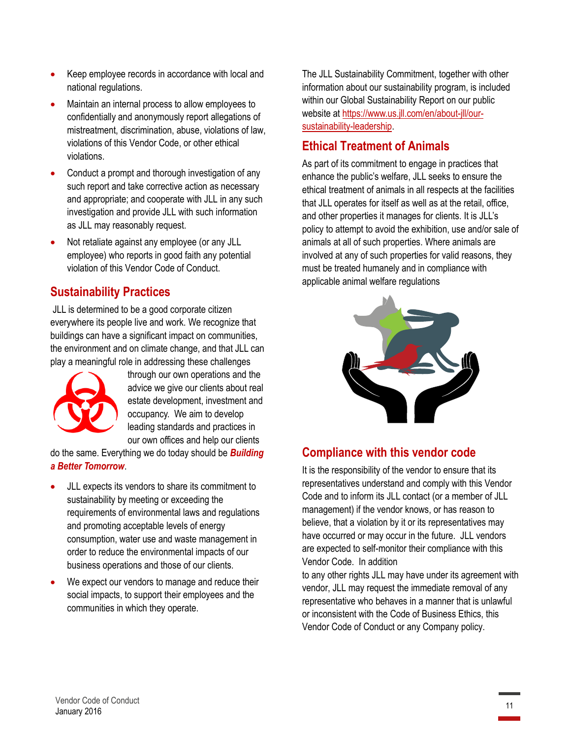- Keep employee records in accordance with local and national regulations.
- Maintain an internal process to allow employees to confidentially and anonymously report allegations of mistreatment, discrimination, abuse, violations of law, violations of this Vendor Code, or other ethical violations.
- Conduct a prompt and thorough investigation of any such report and take corrective action as necessary and appropriate; and cooperate with JLL in any such investigation and provide JLL with such information as JLL may reasonably request.
- Not retaliate against any employee (or any JLL employee) who reports in good faith any potential violation of this Vendor Code of Conduct.

## Sustainability Practices

JLL is determined to be a good corporate citizen everywhere its people live and work. We recognize that buildings can have a significant impact on communities, the environment and on climate change, and that JLL can play a meaningful role in addressing these challenges through our own operations and the advice we give our clients about real estate development, investment and occupancy. We aim to develop leading standards and practices in our own offices and help our clients do the same. Everything we do today should be ***Building a Better Tomorrow***.

- JLL expects its vendors to share its commitment to sustainability by meeting or exceeding the requirements of environmental laws and regulations and promoting acceptable levels of energy consumption, water use and waste management in order to reduce the environmental impacts of our business operations and those of our clients.
- We expect our vendors to manage and reduce their social impacts, to support their employees and the communities in which they operate.

The JLL Sustainability Commitment, together with other information about our sustainability program, is included within our Global Sustainability Report on our public website at https://www.us.jll.com/en/about-jll/our-sustainability-leadership.

## Ethical Treatment of Animals

As part of its commitment to engage in practices that enhance the public's welfare, JLL seeks to ensure the ethical treatment of animals in all respects at the facilities that JLL operates for itself as well as at the retail, office, and other properties it manages for clients. It is JLL's policy to attempt to avoid the exhibition, use and/or sale of animals at all of such properties. Where animals are involved at any of such properties for valid reasons, they must be treated humanely and in compliance with applicable animal welfare regulations

## Compliance with this vendor code

It is the responsibility of the vendor to ensure that its representatives understand and comply with this Vendor Code and to inform its JLL contact (or a member of JLL management) if the vendor knows, or has reason to believe, that a violation by it or its representatives may have occurred or may occur in the future. JLL vendors are expected to self-monitor their compliance with this Vendor Code. In addition to any other rights JLL may have under its agreement with vendor, JLL may request the immediate removal of any representative who behaves in a manner that is unlawful or inconsistent with the Code of Business Ethics, this Vendor Code of Conduct or any Company policy.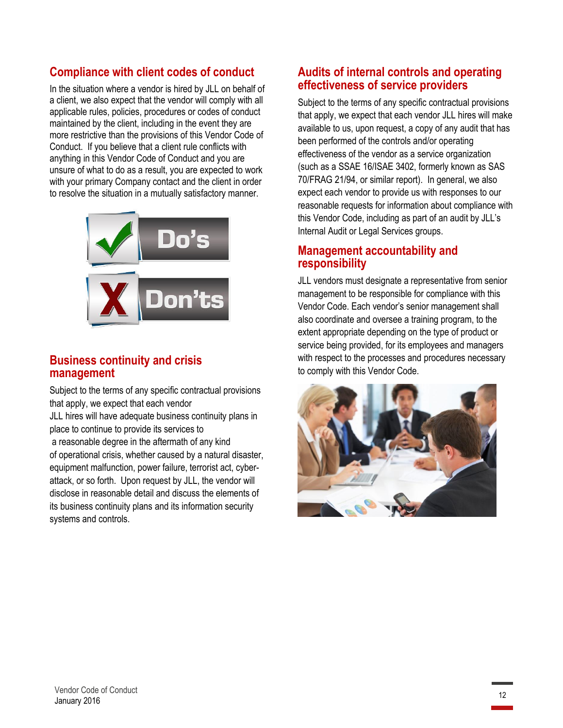## Compliance with client codes of conduct

In the situation where a vendor is hired by JLL on behalf of a client, we also expect that the vendor will comply with all applicable rules, policies, procedures or codes of conduct maintained by the client, including in the event they are more restrictive than the provisions of this Vendor Code of Conduct. If you believe that a client rule conflicts with anything in this Vendor Code of Conduct and you are unsure of what to do as a result, you are expected to work with your primary Company contact and the client in order to resolve the situation in a mutually satisfactory manner.

## Business continuity and crisis management

Subject to the terms of any specific contractual provisions that apply, we expect that each vendor JLL hires will have adequate business continuity plans in place to continue to provide its services to a reasonable degree in the aftermath of any kind of operational crisis, whether caused by a natural disaster, equipment malfunction, power failure, terrorist act, cyber-attack, or so forth. Upon request by JLL, the vendor will disclose in reasonable detail and discuss the elements of its business continuity plans and its information security systems and controls.

## Audits of internal controls and operating effectiveness of service providers

Subject to the terms of any specific contractual provisions that apply, we expect that each vendor JLL hires will make available to us, upon request, a copy of any audit that has been performed of the controls and/or operating effectiveness of the vendor as a service organization (such as a SSAE 16/ISAE 3402, formerly known as SAS 70/FRAG 21/94, or similar report). In general, we also expect each vendor to provide us with responses to our reasonable requests for information about compliance with this Vendor Code, including as part of an audit by JLL's Internal Audit or Legal Services groups.

## Management accountability and responsibility

JLL vendors must designate a representative from senior management to be responsible for compliance with this Vendor Code. Each vendor's senior management shall also coordinate and oversee a training program, to the extent appropriate depending on the type of product or service being provided, for its employees and managers with respect to the processes and procedures necessary to comply with this Vendor Code.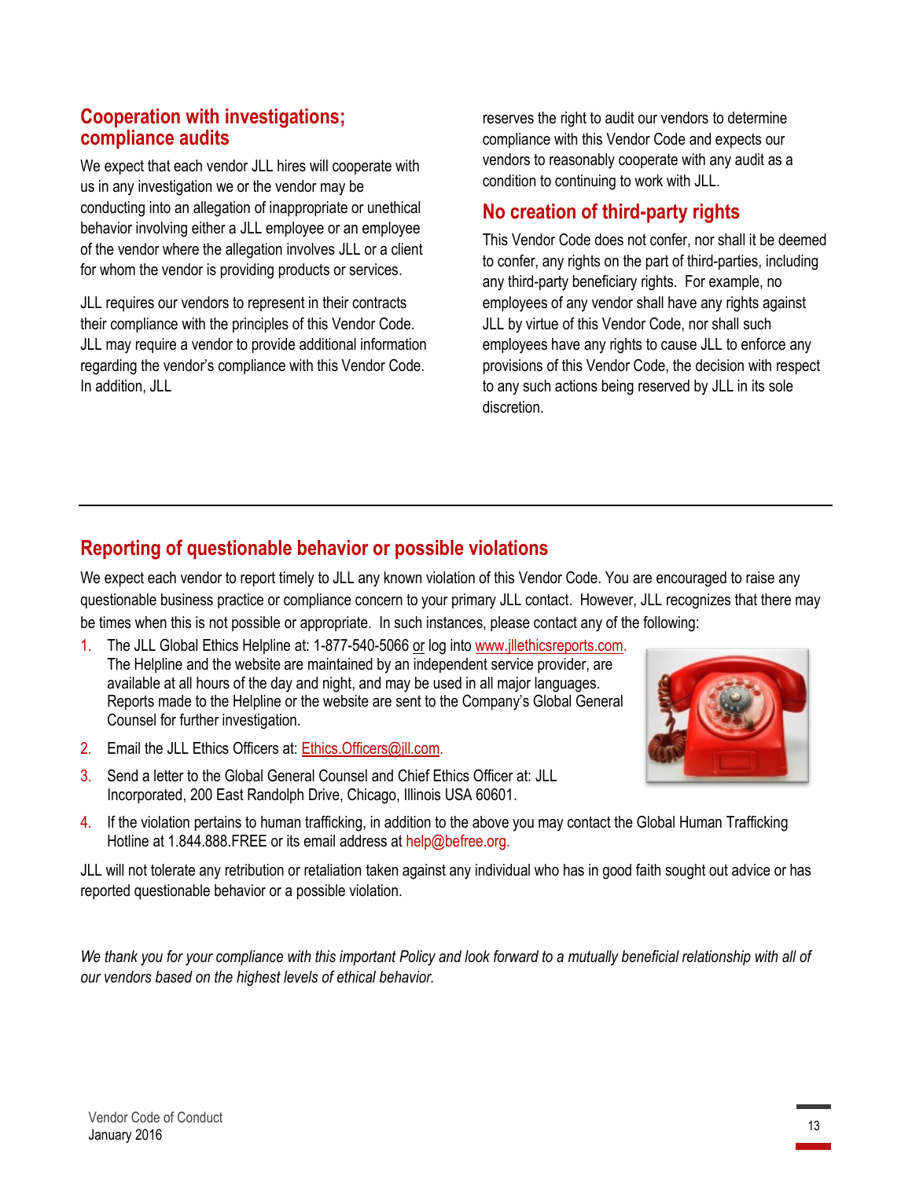## Cooperation with investigations; compliance audits

We expect that each vendor JLL hires will cooperate with us in any investigation we or the vendor may be conducting into an allegation of inappropriate or unethical behavior involving either a JLL employee or an employee of the vendor where the allegation involves JLL or a client for whom the vendor is providing products or services.

JLL requires our vendors to represent in their contracts their compliance with the principles of this Vendor Code. JLL may require a vendor to provide additional information regarding the vendor's compliance with this Vendor Code. In addition, JLL reserves the right to audit our vendors to determine compliance with this Vendor Code and expects our vendors to reasonably cooperate with any audit as a condition to continuing to work with JLL.

## No creation of third-party rights

This Vendor Code does not confer, nor shall it be deemed to confer, any rights on the part of third-parties, including any third-party beneficiary rights. For example, no employees of any vendor shall have any rights against JLL by virtue of this Vendor Code, nor shall such employees have any rights to cause JLL to enforce any provisions of this Vendor Code, the decision with respect to any such actions being reserved by JLL in its sole discretion.

---

## Reporting of questionable behavior or possible violations

We expect each vendor to report timely to JLL any known violation of this Vendor Code. You are encouraged to raise any questionable business practice or compliance concern to your primary JLL contact. However, JLL recognizes that there may be times when this is not possible or appropriate. In such instances, please contact any of the following:

1. The JLL Global Ethics Helpline at: 1-877-540-5066 or log into www.jllethicsreports.com. The Helpline and the website are maintained by an independent service provider, are available at all hours of the day and night, and may be used in all major languages. Reports made to the Helpline or the website are sent to the Company's Global General Counsel for further investigation.
2. Email the JLL Ethics Officers at: Ethics.Officers@jll.com.
3. Send a letter to the Global General Counsel and Chief Ethics Officer at: JLL Incorporated, 200 East Randolph Drive, Chicago, Illinois USA 60601.
4. If the violation pertains to human trafficking, in addition to the above you may contact the Global Human Trafficking Hotline at 1.844.888.FREE or its email address at help@befree.org.

JLL will not tolerate any retribution or retaliation taken against any individual who has in good faith sought out advice or has reported questionable behavior or a possible violation.

*We thank you for your compliance with this important Policy and look forward to a mutually beneficial relationship with all of our vendors based on the highest levels of ethical behavior.*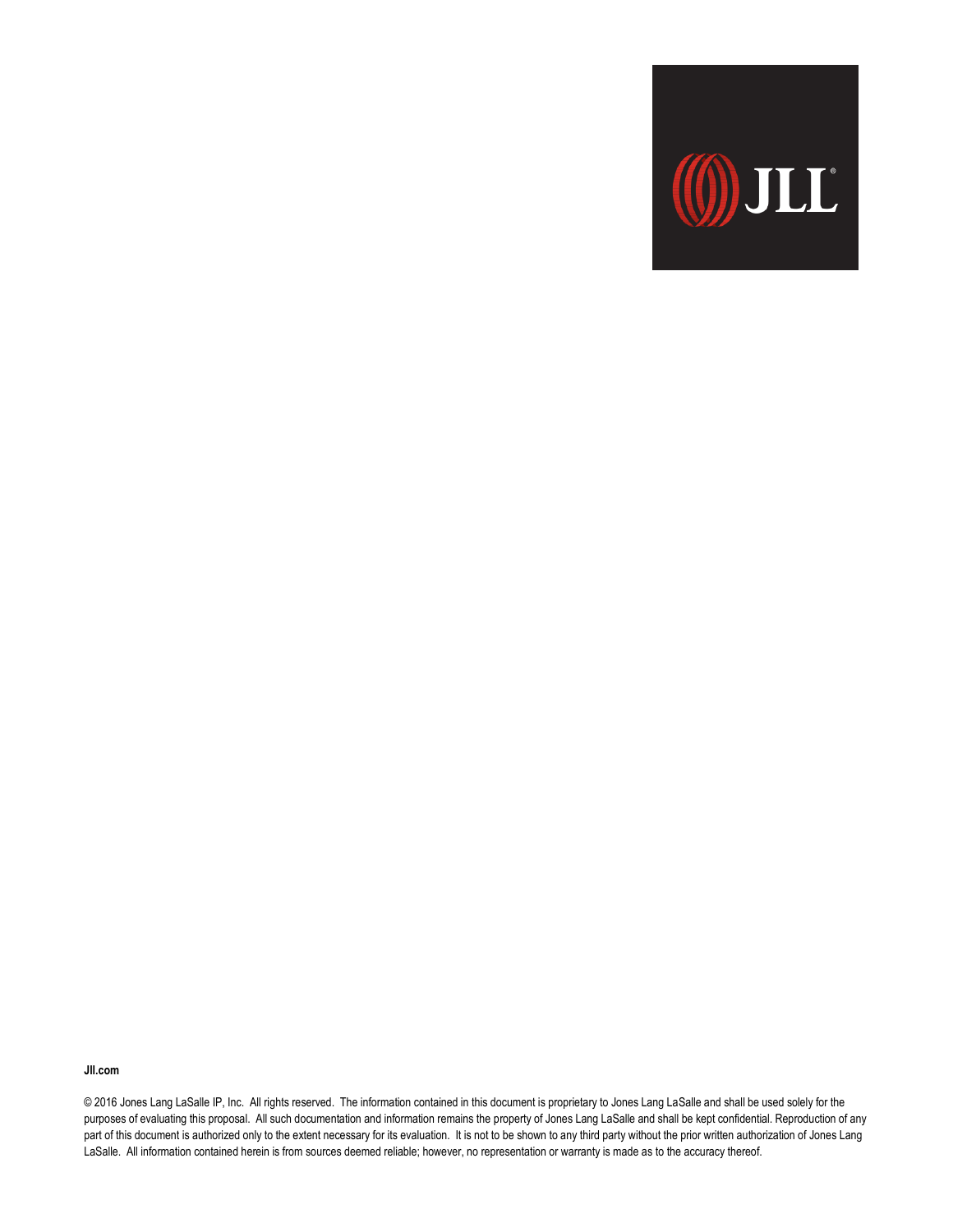**Jll.com**

© 2016 Jones Lang LaSalle IP, Inc. All rights reserved. The information contained in this document is proprietary to Jones Lang LaSalle and shall be used solely for the purposes of evaluating this proposal. All such documentation and information remains the property of Jones Lang LaSalle and shall be kept confidential. Reproduction of any part of this document is authorized only to the extent necessary for its evaluation. It is not to be shown to any third party without the prior written authorization of Jones Lang LaSalle. All information contained herein is from sources deemed reliable; however, no representation or warranty is made as to the accuracy thereof.